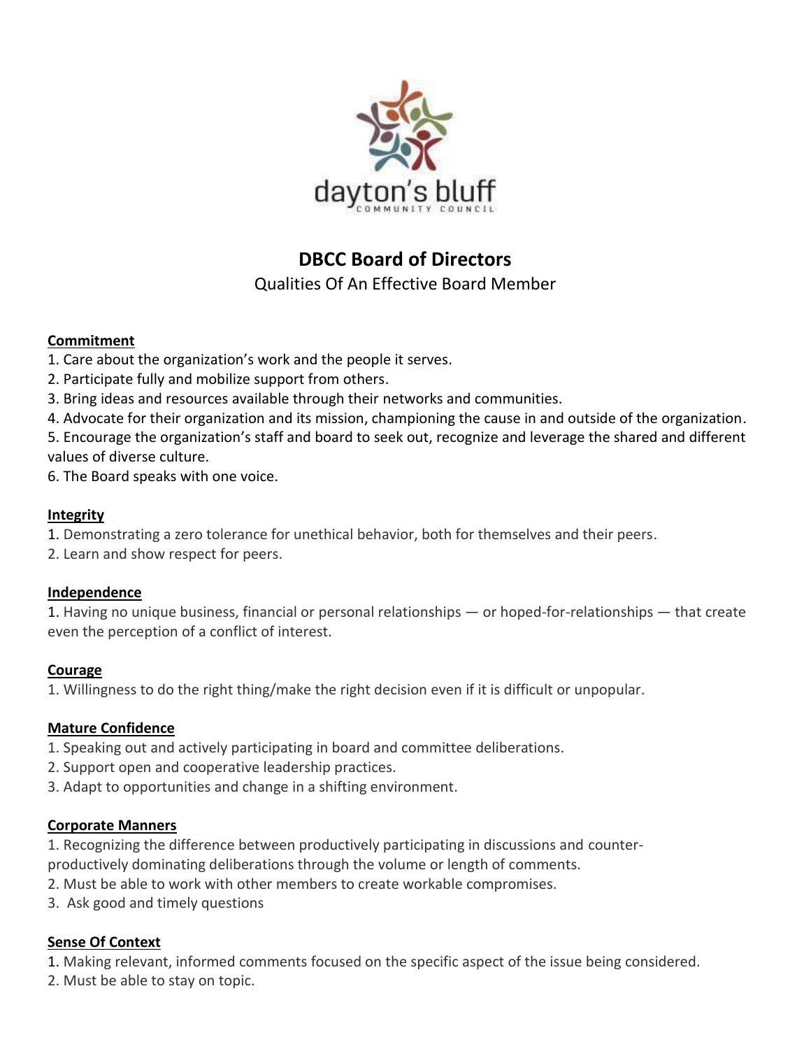# DBCC Board of Directors

## Qualities Of An Effective Board Member

**Commitment**

1. Care about the organization's work and the people it serves.
2. Participate fully and mobilize support from others.
3. Bring ideas and resources available through their networks and communities.
4. Advocate for their organization and its mission, championing the cause in and outside of the organization.
5. Encourage the organization's staff and board to seek out, recognize and leverage the shared and different values of diverse culture.
6. The Board speaks with one voice.

**Integrity**

1. Demonstrating a zero tolerance for unethical behavior, both for themselves and their peers.
2. Learn and show respect for peers.

**Independence**

1. Having no unique business, financial or personal relationships — or hoped-for-relationships — that create even the perception of a conflict of interest.

**Courage**

1. Willingness to do the right thing/make the right decision even if it is difficult or unpopular.

**Mature Confidence**

1. Speaking out and actively participating in board and committee deliberations.
2. Support open and cooperative leadership practices.
3. Adapt to opportunities and change in a shifting environment.

**Corporate Manners**

1. Recognizing the difference between productively participating in discussions and counter-productively dominating deliberations through the volume or length of comments.
2. Must be able to work with other members to create workable compromises.
3. Ask good and timely questions

**Sense Of Context**

1. Making relevant, informed comments focused on the specific aspect of the issue being considered.
2. Must be able to stay on topic.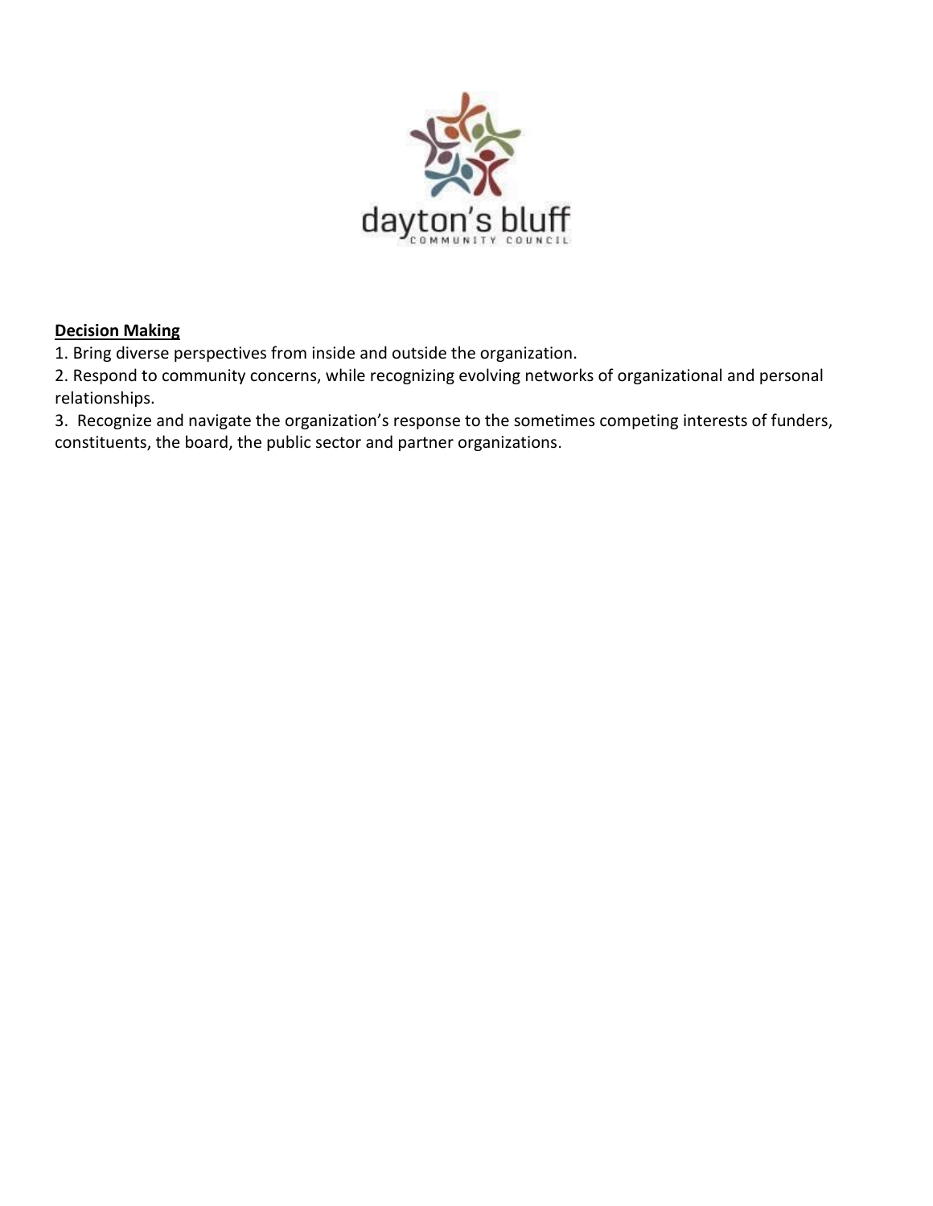**Decision Making**

1. Bring diverse perspectives from inside and outside the organization.
2. Respond to community concerns, while recognizing evolving networks of organizational and personal relationships.
3. Recognize and navigate the organization's response to the sometimes competing interests of funders, constituents, the board, the public sector and partner organizations.